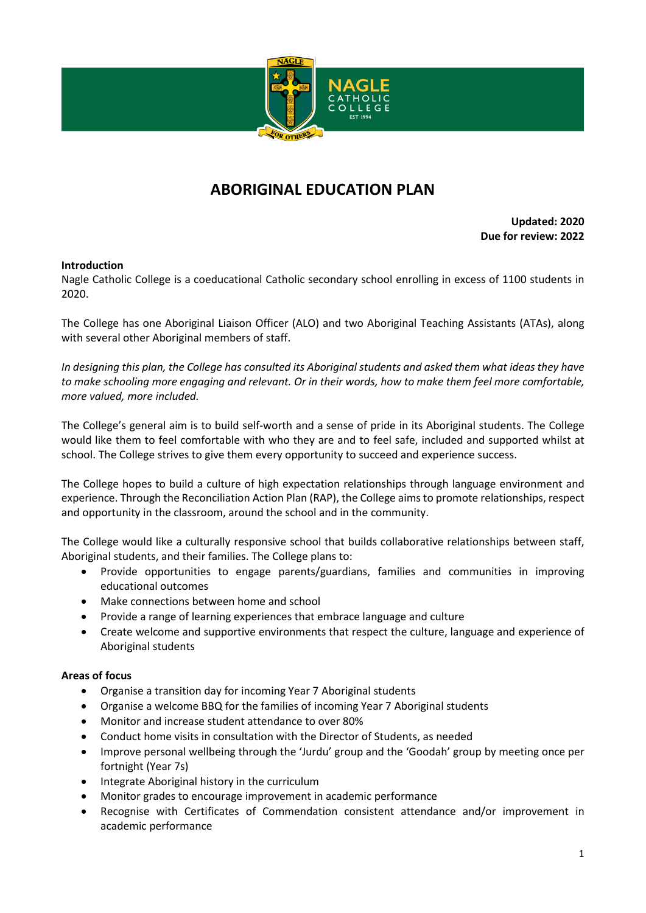# ABORIGINAL EDUCATION PLAN

**Updated: 2020**
**Due for review: 2022**

**Introduction**

Nagle Catholic College is a coeducational Catholic secondary school enrolling in excess of 1100 students in 2020.

The College has one Aboriginal Liaison Officer (ALO) and two Aboriginal Teaching Assistants (ATAs), along with several other Aboriginal members of staff.

*In designing this plan, the College has consulted its Aboriginal students and asked them what ideas they have to make schooling more engaging and relevant. Or in their words, how to make them feel more comfortable, more valued, more included.*

The College's general aim is to build self-worth and a sense of pride in its Aboriginal students. The College would like them to feel comfortable with who they are and to feel safe, included and supported whilst at school. The College strives to give them every opportunity to succeed and experience success.

The College hopes to build a culture of high expectation relationships through language environment and experience. Through the Reconciliation Action Plan (RAP), the College aims to promote relationships, respect and opportunity in the classroom, around the school and in the community.

The College would like a culturally responsive school that builds collaborative relationships between staff, Aboriginal students, and their families. The College plans to:

- Provide opportunities to engage parents/guardians, families and communities in improving educational outcomes
- Make connections between home and school
- Provide a range of learning experiences that embrace language and culture
- Create welcome and supportive environments that respect the culture, language and experience of Aboriginal students

**Areas of focus**

- Organise a transition day for incoming Year 7 Aboriginal students
- Organise a welcome BBQ for the families of incoming Year 7 Aboriginal students
- Monitor and increase student attendance to over 80%
- Conduct home visits in consultation with the Director of Students, as needed
- Improve personal wellbeing through the 'Jurdu' group and the 'Goodah' group by meeting once per fortnight (Year 7s)
- Integrate Aboriginal history in the curriculum
- Monitor grades to encourage improvement in academic performance
- Recognise with Certificates of Commendation consistent attendance and/or improvement in academic performance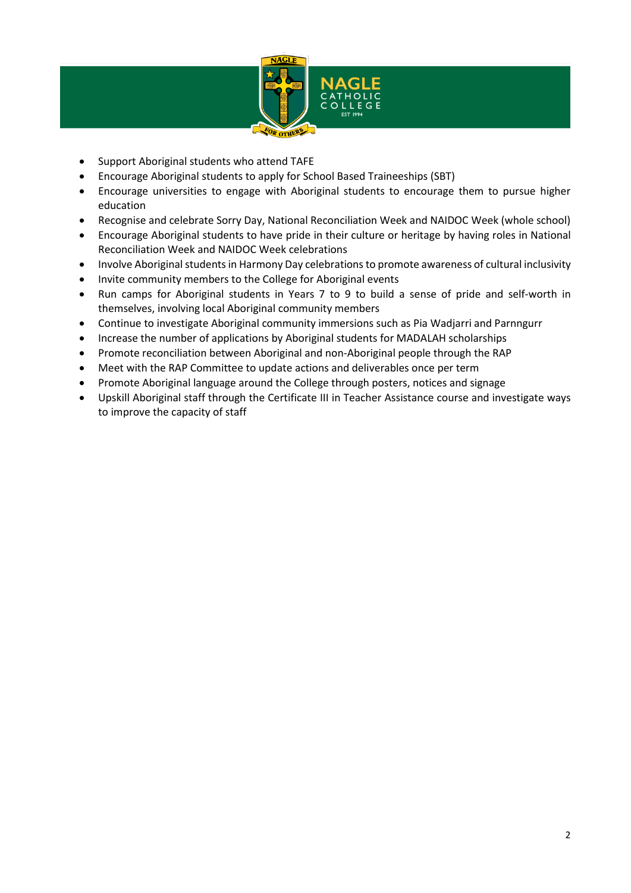- Support Aboriginal students who attend TAFE
- Encourage Aboriginal students to apply for School Based Traineeships (SBT)
- Encourage universities to engage with Aboriginal students to encourage them to pursue higher education
- Recognise and celebrate Sorry Day, National Reconciliation Week and NAIDOC Week (whole school)
- Encourage Aboriginal students to have pride in their culture or heritage by having roles in National Reconciliation Week and NAIDOC Week celebrations
- Involve Aboriginal students in Harmony Day celebrations to promote awareness of cultural inclusivity
- Invite community members to the College for Aboriginal events
- Run camps for Aboriginal students in Years 7 to 9 to build a sense of pride and self-worth in themselves, involving local Aboriginal community members
- Continue to investigate Aboriginal community immersions such as Pia Wadjarri and Parnngurr
- Increase the number of applications by Aboriginal students for MADALAH scholarships
- Promote reconciliation between Aboriginal and non-Aboriginal people through the RAP
- Meet with the RAP Committee to update actions and deliverables once per term
- Promote Aboriginal language around the College through posters, notices and signage
- Upskill Aboriginal staff through the Certificate III in Teacher Assistance course and investigate ways to improve the capacity of staff